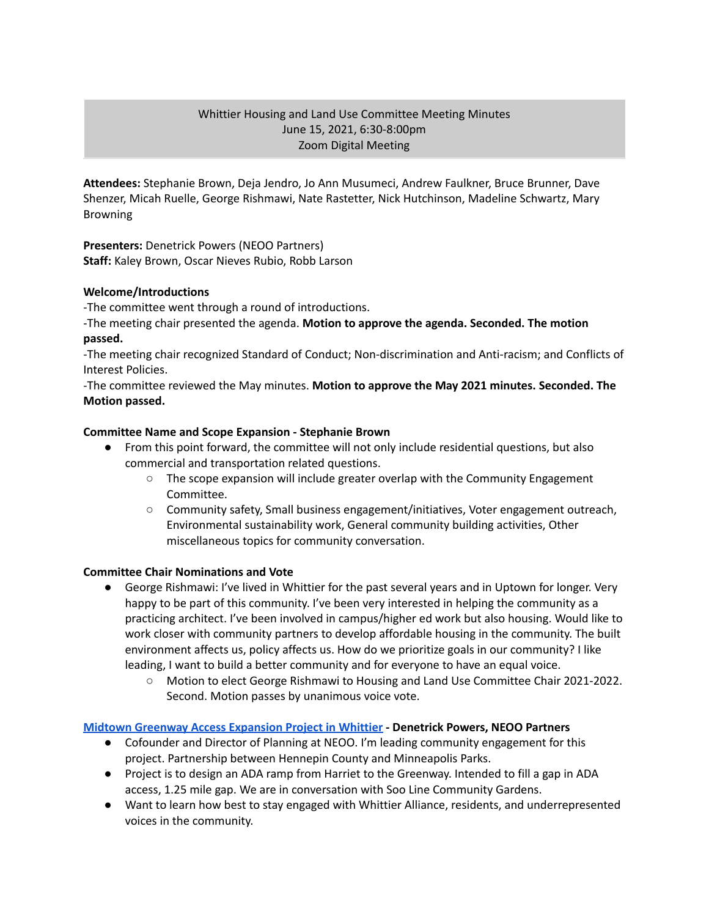# Whittier Housing and Land Use Committee Meeting Minutes
June 15, 2021, 6:30-8:00pm
Zoom Digital Meeting

**Attendees:** Stephanie Brown, Deja Jendro, Jo Ann Musumeci, Andrew Faulkner, Bruce Brunner, Dave Shenzer, Micah Ruelle, George Rishmawi, Nate Rastetter, Nick Hutchinson, Madeline Schwartz, Mary Browning

**Presenters:** Denetrick Powers (NEOO Partners)
**Staff:** Kaley Brown, Oscar Nieves Rubio, Robb Larson

**Welcome/Introductions**

-The committee went through a round of introductions.
-The meeting chair presented the agenda. **Motion to approve the agenda. Seconded. The motion passed.**
-The meeting chair recognized Standard of Conduct; Non-discrimination and Anti-racism; and Conflicts of Interest Policies.
-The committee reviewed the May minutes. **Motion to approve the May 2021 minutes. Seconded. The Motion passed.**

**Committee Name and Scope Expansion - Stephanie Brown**

- From this point forward, the committee will not only include residential questions, but also commercial and transportation related questions.
  - The scope expansion will include greater overlap with the Community Engagement Committee.
  - Community safety, Small business engagement/initiatives, Voter engagement outreach, Environmental sustainability work, General community building activities, Other miscellaneous topics for community conversation.

**Committee Chair Nominations and Vote**

- George Rishmawi: I've lived in Whittier for the past several years and in Uptown for longer. Very happy to be part of this community. I've been very interested in helping the community as a practicing architect. I've been involved in campus/higher ed work but also housing. Would like to work closer with community partners to develop affordable housing in the community. The built environment affects us, policy affects us. How do we prioritize goals in our community? I like leading, I want to build a better community and for everyone to have an equal voice.
  - Motion to elect George Rishmawi to Housing and Land Use Committee Chair 2021-2022. Second. Motion passes by unanimous voice vote.

**Midtown Greenway Access Expansion Project in Whittier - Denetrick Powers, NEOO Partners**

- Cofounder and Director of Planning at NEOO. I'm leading community engagement for this project. Partnership between Hennepin County and Minneapolis Parks.
- Project is to design an ADA ramp from Harriet to the Greenway. Intended to fill a gap in ADA access, 1.25 mile gap. We are in conversation with Soo Line Community Gardens.
- Want to learn how best to stay engaged with Whittier Alliance, residents, and underrepresented voices in the community.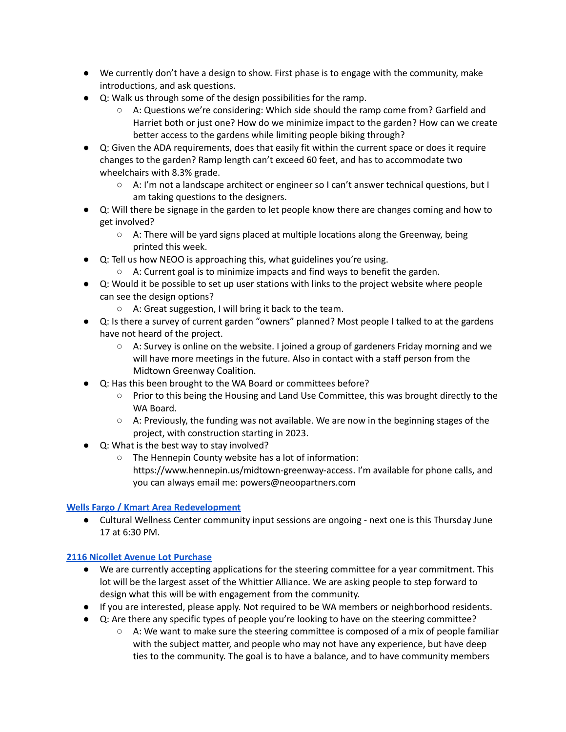- We currently don't have a design to show. First phase is to engage with the community, make introductions, and ask questions.
- Q: Walk us through some of the design possibilities for the ramp.
  - A: Questions we're considering: Which side should the ramp come from? Garfield and Harriet both or just one? How do we minimize impact to the garden? How can we create better access to the gardens while limiting people biking through?
- Q: Given the ADA requirements, does that easily fit within the current space or does it require changes to the garden? Ramp length can't exceed 60 feet, and has to accommodate two wheelchairs with 8.3% grade.
  - A: I'm not a landscape architect or engineer so I can't answer technical questions, but I am taking questions to the designers.
- Q: Will there be signage in the garden to let people know there are changes coming and how to get involved?
  - A: There will be yard signs placed at multiple locations along the Greenway, being printed this week.
- Q: Tell us how NEOO is approaching this, what guidelines you're using.
  - A: Current goal is to minimize impacts and find ways to benefit the garden.
- Q: Would it be possible to set up user stations with links to the project website where people can see the design options?
  - A: Great suggestion, I will bring it back to the team.
- Q: Is there a survey of current garden "owners" planned? Most people I talked to at the gardens have not heard of the project.
  - A: Survey is online on the website. I joined a group of gardeners Friday morning and we will have more meetings in the future. Also in contact with a staff person from the Midtown Greenway Coalition.
- Q: Has this been brought to the WA Board or committees before?
  - Prior to this being the Housing and Land Use Committee, this was brought directly to the WA Board.
  - A: Previously, the funding was not available. We are now in the beginning stages of the project, with construction starting in 2023.
- Q: What is the best way to stay involved?
  - The Hennepin County website has a lot of information: https://www.hennepin.us/midtown-greenway-access. I'm available for phone calls, and you can always email me: powers@neoopartners.com

### Wells Fargo / Kmart Area Redevelopment

- Cultural Wellness Center community input sessions are ongoing - next one is this Thursday June 17 at 6:30 PM.

### 2116 Nicollet Avenue Lot Purchase

- We are currently accepting applications for the steering committee for a year commitment. This lot will be the largest asset of the Whittier Alliance. We are asking people to step forward to design what this will be with engagement from the community.
- If you are interested, please apply. Not required to be WA members or neighborhood residents.
- Q: Are there any specific types of people you're looking to have on the steering committee?
  - A: We want to make sure the steering committee is composed of a mix of people familiar with the subject matter, and people who may not have any experience, but have deep ties to the community. The goal is to have a balance, and to have community members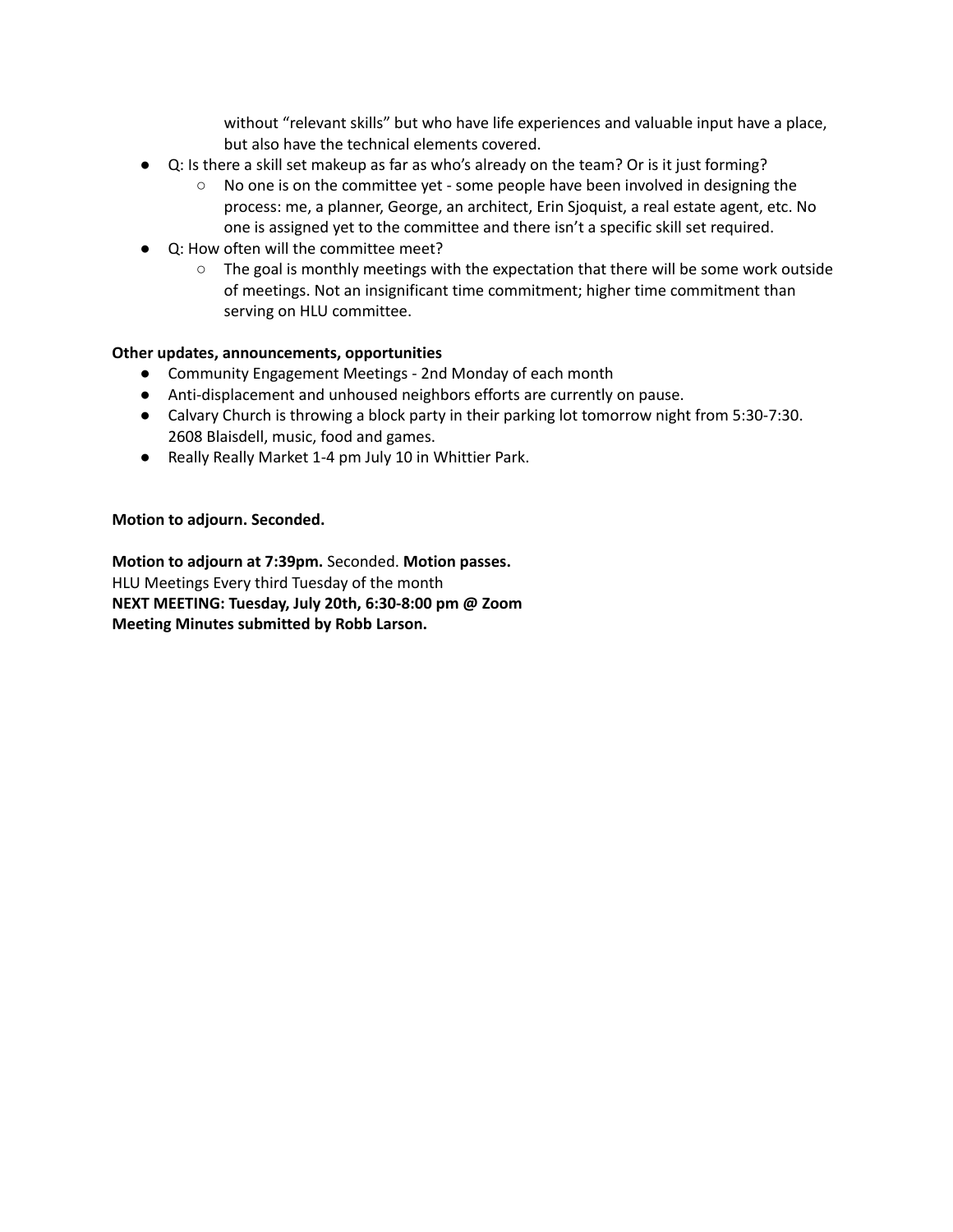without "relevant skills" but who have life experiences and valuable input have a place, but also have the technical elements covered.

- Q: Is there a skill set makeup as far as who's already on the team? Or is it just forming?
    - No one is on the committee yet - some people have been involved in designing the process: me, a planner, George, an architect, Erin Sjoquist, a real estate agent, etc. No one is assigned yet to the committee and there isn't a specific skill set required.
- Q: How often will the committee meet?
    - The goal is monthly meetings with the expectation that there will be some work outside of meetings. Not an insignificant time commitment; higher time commitment than serving on HLU committee.

**Other updates, announcements, opportunities**

- Community Engagement Meetings - 2nd Monday of each month
- Anti-displacement and unhoused neighbors efforts are currently on pause.
- Calvary Church is throwing a block party in their parking lot tomorrow night from 5:30-7:30. 2608 Blaisdell, music, food and games.
- Really Really Market 1-4 pm July 10 in Whittier Park.

**Motion to adjourn. Seconded.**

**Motion to adjourn at 7:39pm.** Seconded. **Motion passes.**
HLU Meetings Every third Tuesday of the month
**NEXT MEETING: Tuesday, July 20th, 6:30-8:00 pm @ Zoom**
**Meeting Minutes submitted by Robb Larson.**